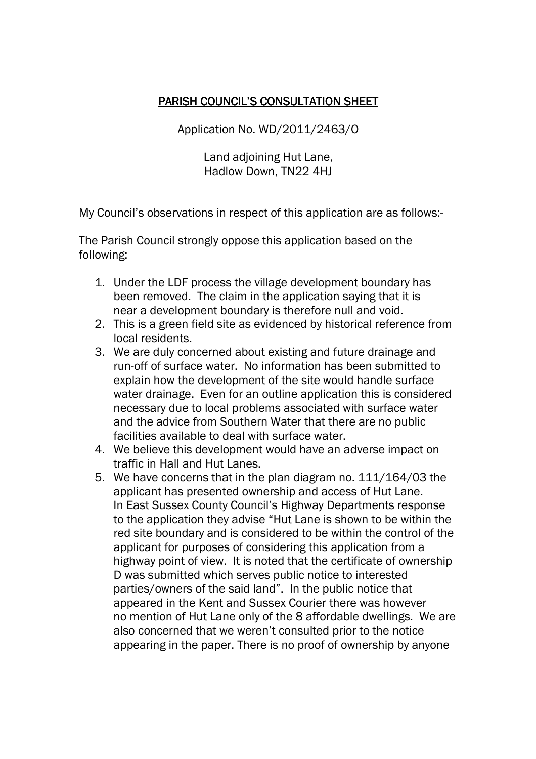# PARISH COUNCIL'S CONSULTATION SHEET

Application No. WD/2011/2463/O

Land adjoining Hut Lane,
Hadlow Down, TN22 4HJ

My Council's observations in respect of this application are as follows:-

The Parish Council strongly oppose this application based on the following:

1. Under the LDF process the village development boundary has been removed. The claim in the application saying that it is near a development boundary is therefore null and void.
2. This is a green field site as evidenced by historical reference from local residents.
3. We are duly concerned about existing and future drainage and run-off of surface water. No information has been submitted to explain how the development of the site would handle surface water drainage. Even for an outline application this is considered necessary due to local problems associated with surface water and the advice from Southern Water that there are no public facilities available to deal with surface water.
4. We believe this development would have an adverse impact on traffic in Hall and Hut Lanes.
5. We have concerns that in the plan diagram no. 111/164/03 the applicant has presented ownership and access of Hut Lane. In East Sussex County Council's Highway Departments response to the application they advise "Hut Lane is shown to be within the red site boundary and is considered to be within the control of the applicant for purposes of considering this application from a highway point of view. It is noted that the certificate of ownership D was submitted which serves public notice to interested parties/owners of the said land". In the public notice that appeared in the Kent and Sussex Courier there was however no mention of Hut Lane only of the 8 affordable dwellings. We are also concerned that we weren't consulted prior to the notice appearing in the paper. There is no proof of ownership by anyone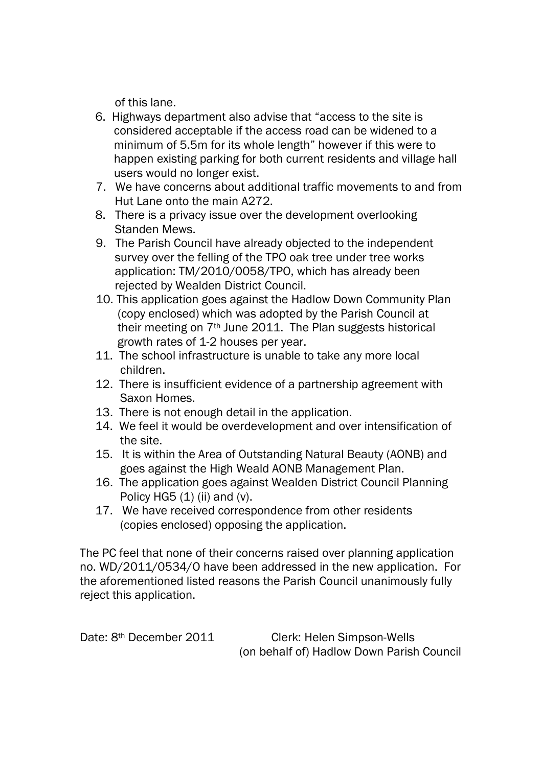of this lane.

6. Highways department also advise that "access to the site is considered acceptable if the access road can be widened to a minimum of 5.5m for its whole length" however if this were to happen existing parking for both current residents and village hall users would no longer exist.
7. We have concerns about additional traffic movements to and from Hut Lane onto the main A272.
8. There is a privacy issue over the development overlooking Standen Mews.
9. The Parish Council have already objected to the independent survey over the felling of the TPO oak tree under tree works application: TM/2010/0058/TPO, which has already been rejected by Wealden District Council.
10. This application goes against the Hadlow Down Community Plan (copy enclosed) which was adopted by the Parish Council at their meeting on 7th June 2011. The Plan suggests historical growth rates of 1-2 houses per year.
11. The school infrastructure is unable to take any more local children.
12. There is insufficient evidence of a partnership agreement with Saxon Homes.
13. There is not enough detail in the application.
14. We feel it would be overdevelopment and over intensification of the site.
15. It is within the Area of Outstanding Natural Beauty (AONB) and goes against the High Weald AONB Management Plan.
16. The application goes against Wealden District Council Planning Policy HG5 (1) (ii) and (v).
17. We have received correspondence from other residents (copies enclosed) opposing the application.

The PC feel that none of their concerns raised over planning application no. WD/2011/0534/O have been addressed in the new application. For the aforementioned listed reasons the Parish Council unanimously fully reject this application.

Date: 8th December 2011

Clerk: Helen Simpson-Wells
(on behalf of) Hadlow Down Parish Council